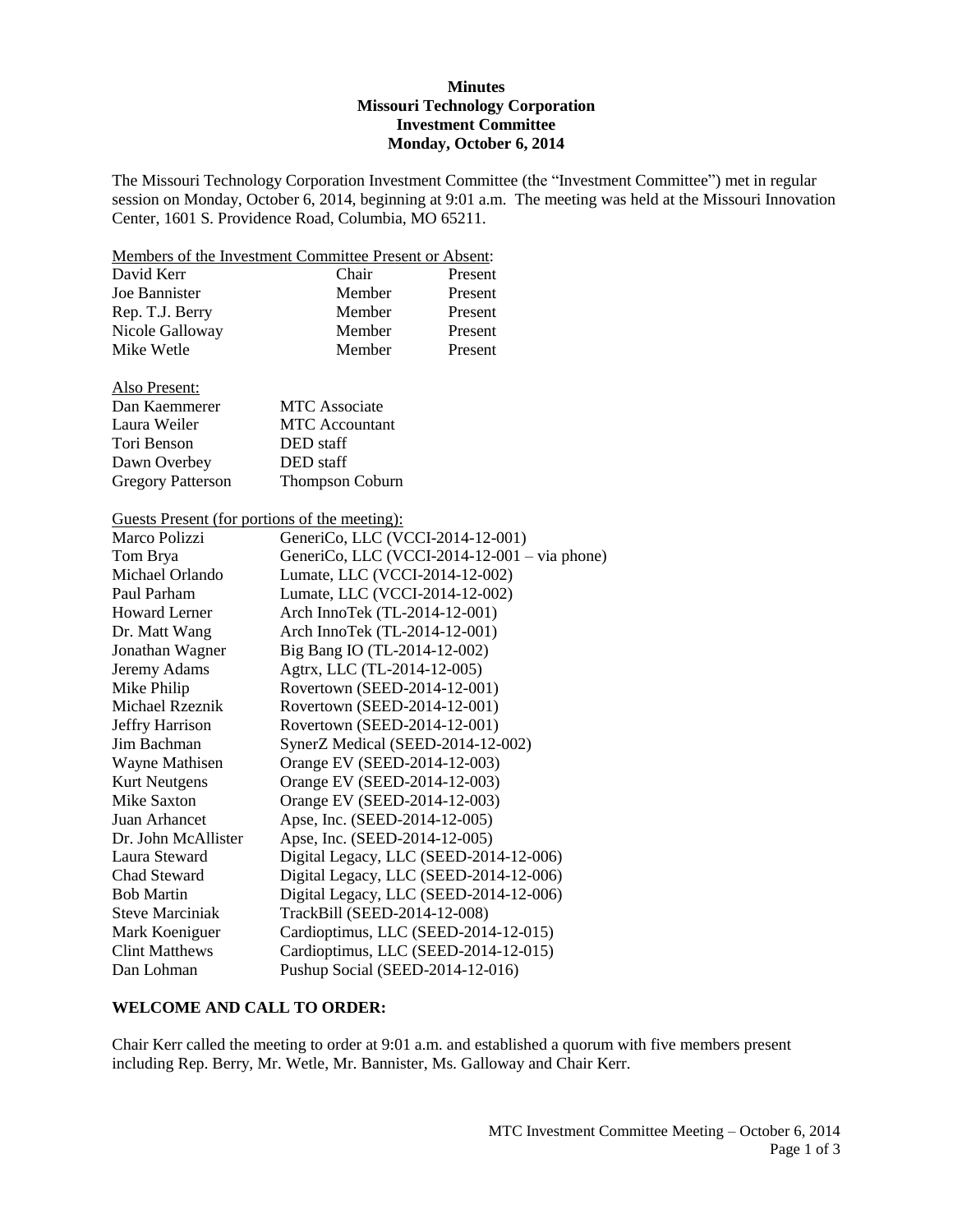**Minutes**
**Missouri Technology Corporation**
**Investment Committee**
**Monday, October 6, 2014**

The Missouri Technology Corporation Investment Committee (the "Investment Committee") met in regular session on Monday, October 6, 2014, beginning at 9:01 a.m. The meeting was held at the Missouri Innovation Center, 1601 S. Providence Road, Columbia, MO 65211.

Members of the Investment Committee Present or Absent:

| | | |
|---|---|---|
| David Kerr | Chair | Present |
| Joe Bannister | Member | Present |
| Rep. T.J. Berry | Member | Present |
| Nicole Galloway | Member | Present |
| Mike Wetle | Member | Present |

Also Present:

| | |
|---|---|
| Dan Kaemmerer | MTC Associate |
| Laura Weiler | MTC Accountant |
| Tori Benson | DED staff |
| Dawn Overbey | DED staff |
| Gregory Patterson | Thompson Coburn |

Guests Present (for portions of the meeting):

| | |
|---|---|
| Marco Polizzi | GeneriCo, LLC (VCCI-2014-12-001) |
| Tom Brya | GeneriCo, LLC (VCCI-2014-12-001 – via phone) |
| Michael Orlando | Lumate, LLC (VCCI-2014-12-002) |
| Paul Parham | Lumate, LLC (VCCI-2014-12-002) |
| Howard Lerner | Arch InnoTek (TL-2014-12-001) |
| Dr. Matt Wang | Arch InnoTek (TL-2014-12-001) |
| Jonathan Wagner | Big Bang IO (TL-2014-12-002) |
| Jeremy Adams | Agtrx, LLC (TL-2014-12-005) |
| Mike Philip | Rovertown (SEED-2014-12-001) |
| Michael Rzeznik | Rovertown (SEED-2014-12-001) |
| Jeffry Harrison | Rovertown (SEED-2014-12-001) |
| Jim Bachman | SynerZ Medical (SEED-2014-12-002) |
| Wayne Mathisen | Orange EV (SEED-2014-12-003) |
| Kurt Neutgens | Orange EV (SEED-2014-12-003) |
| Mike Saxton | Orange EV (SEED-2014-12-003) |
| Juan Arhancet | Apse, Inc. (SEED-2014-12-005) |
| Dr. John McAllister | Apse, Inc. (SEED-2014-12-005) |
| Laura Steward | Digital Legacy, LLC (SEED-2014-12-006) |
| Chad Steward | Digital Legacy, LLC (SEED-2014-12-006) |
| Bob Martin | Digital Legacy, LLC (SEED-2014-12-006) |
| Steve Marciniak | TrackBill (SEED-2014-12-008) |
| Mark Koeniguer | Cardioptimus, LLC (SEED-2014-12-015) |
| Clint Matthews | Cardioptimus, LLC (SEED-2014-12-015) |
| Dan Lohman | Pushup Social (SEED-2014-12-016) |

**WELCOME AND CALL TO ORDER:**

Chair Kerr called the meeting to order at 9:01 a.m. and established a quorum with five members present including Rep. Berry, Mr. Wetle, Mr. Bannister, Ms. Galloway and Chair Kerr.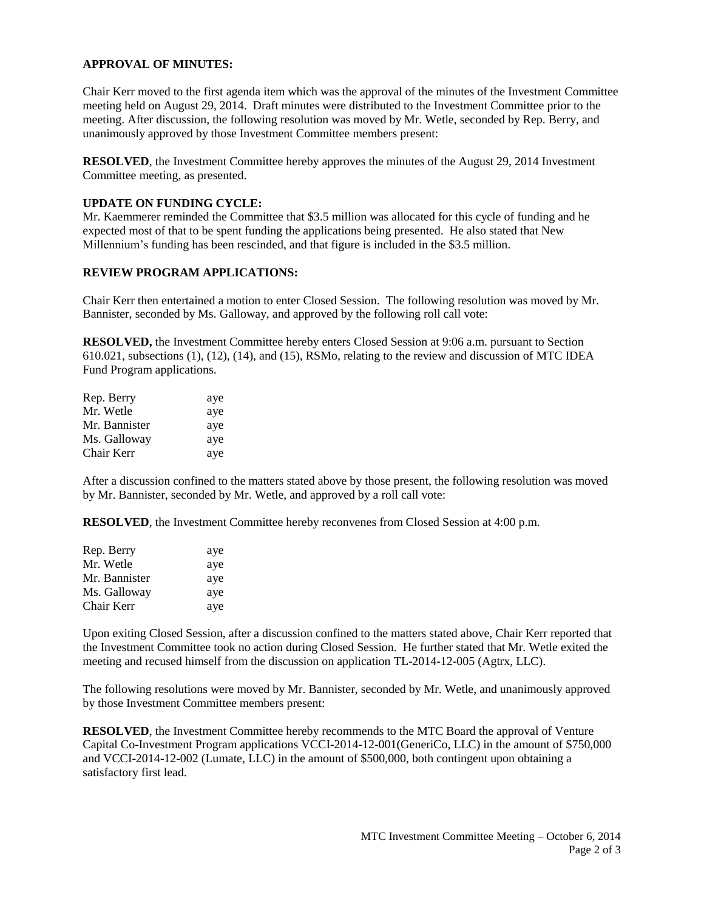**APPROVAL OF MINUTES:**

Chair Kerr moved to the first agenda item which was the approval of the minutes of the Investment Committee meeting held on August 29, 2014. Draft minutes were distributed to the Investment Committee prior to the meeting. After discussion, the following resolution was moved by Mr. Wetle, seconded by Rep. Berry, and unanimously approved by those Investment Committee members present:

**RESOLVED**, the Investment Committee hereby approves the minutes of the August 29, 2014 Investment Committee meeting, as presented.

**UPDATE ON FUNDING CYCLE:**

Mr. Kaemmerer reminded the Committee that $3.5 million was allocated for this cycle of funding and he expected most of that to be spent funding the applications being presented. He also stated that New Millennium's funding has been rescinded, and that figure is included in the $3.5 million.

**REVIEW PROGRAM APPLICATIONS:**

Chair Kerr then entertained a motion to enter Closed Session. The following resolution was moved by Mr. Bannister, seconded by Ms. Galloway, and approved by the following roll call vote:

**RESOLVED,** the Investment Committee hereby enters Closed Session at 9:06 a.m. pursuant to Section 610.021, subsections (1), (12), (14), and (15), RSMo, relating to the review and discussion of MTC IDEA Fund Program applications.

| | |
|---|---|
| Rep. Berry | aye |
| Mr. Wetle | aye |
| Mr. Bannister | aye |
| Ms. Galloway | aye |
| Chair Kerr | aye |

After a discussion confined to the matters stated above by those present, the following resolution was moved by Mr. Bannister, seconded by Mr. Wetle, and approved by a roll call vote:

**RESOLVED**, the Investment Committee hereby reconvenes from Closed Session at 4:00 p.m.

| | |
|---|---|
| Rep. Berry | aye |
| Mr. Wetle | aye |
| Mr. Bannister | aye |
| Ms. Galloway | aye |
| Chair Kerr | aye |

Upon exiting Closed Session, after a discussion confined to the matters stated above, Chair Kerr reported that the Investment Committee took no action during Closed Session. He further stated that Mr. Wetle exited the meeting and recused himself from the discussion on application TL-2014-12-005 (Agtrx, LLC).

The following resolutions were moved by Mr. Bannister, seconded by Mr. Wetle, and unanimously approved by those Investment Committee members present:

**RESOLVED**, the Investment Committee hereby recommends to the MTC Board the approval of Venture Capital Co-Investment Program applications VCCI-2014-12-001(GeneriCo, LLC) in the amount of $750,000 and VCCI-2014-12-002 (Lumate, LLC) in the amount of $500,000, both contingent upon obtaining a satisfactory first lead.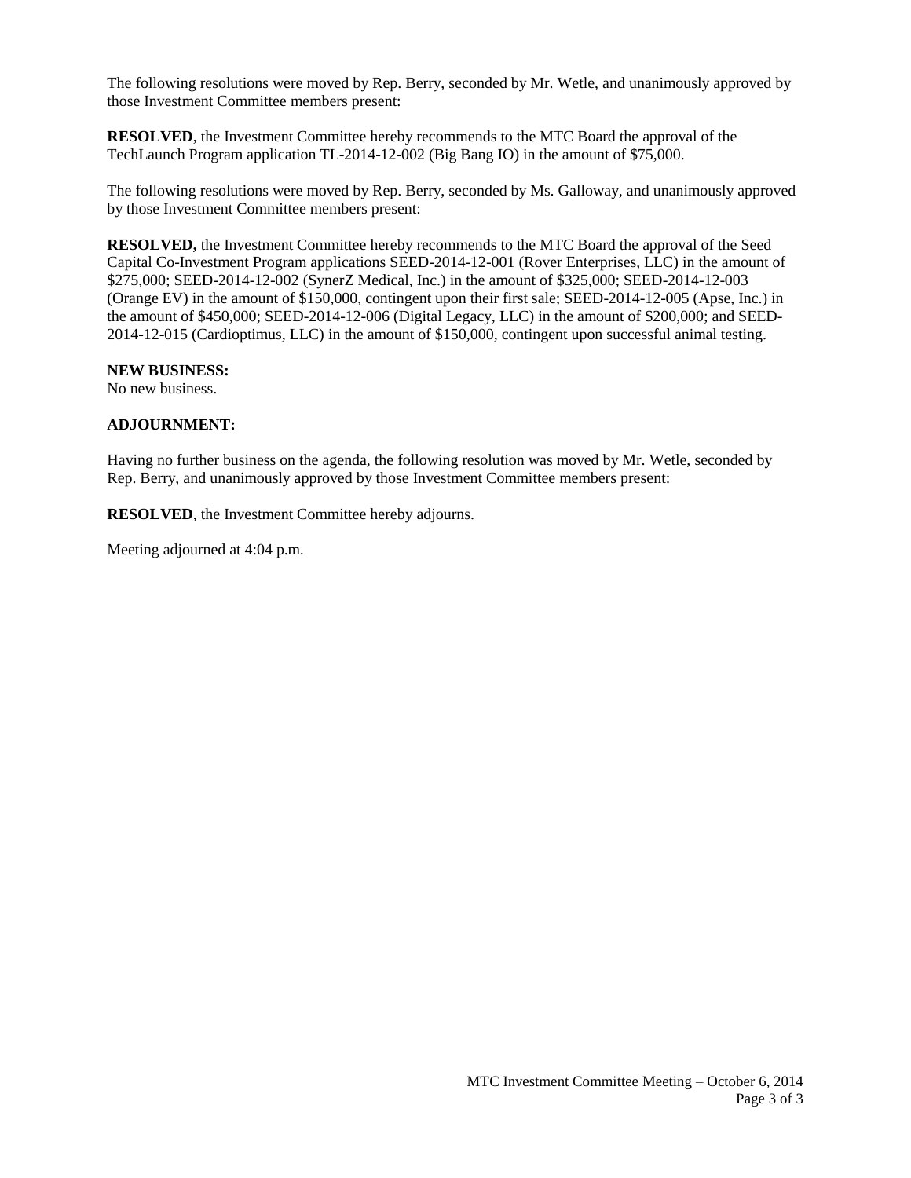The following resolutions were moved by Rep. Berry, seconded by Mr. Wetle, and unanimously approved by those Investment Committee members present:

**RESOLVED**, the Investment Committee hereby recommends to the MTC Board the approval of the TechLaunch Program application TL-2014-12-002 (Big Bang IO) in the amount of $75,000.

The following resolutions were moved by Rep. Berry, seconded by Ms. Galloway, and unanimously approved by those Investment Committee members present:

**RESOLVED,** the Investment Committee hereby recommends to the MTC Board the approval of the Seed Capital Co-Investment Program applications SEED-2014-12-001 (Rover Enterprises, LLC) in the amount of $275,000; SEED-2014-12-002 (SynerZ Medical, Inc.) in the amount of $325,000; SEED-2014-12-003 (Orange EV) in the amount of $150,000, contingent upon their first sale; SEED-2014-12-005 (Apse, Inc.) in the amount of $450,000; SEED-2014-12-006 (Digital Legacy, LLC) in the amount of $200,000; and SEED-2014-12-015 (Cardioptimus, LLC) in the amount of $150,000, contingent upon successful animal testing.

**NEW BUSINESS:**
No new business.

**ADJOURNMENT:**

Having no further business on the agenda, the following resolution was moved by Mr. Wetle, seconded by Rep. Berry, and unanimously approved by those Investment Committee members present:

**RESOLVED**, the Investment Committee hereby adjourns.

Meeting adjourned at 4:04 p.m.